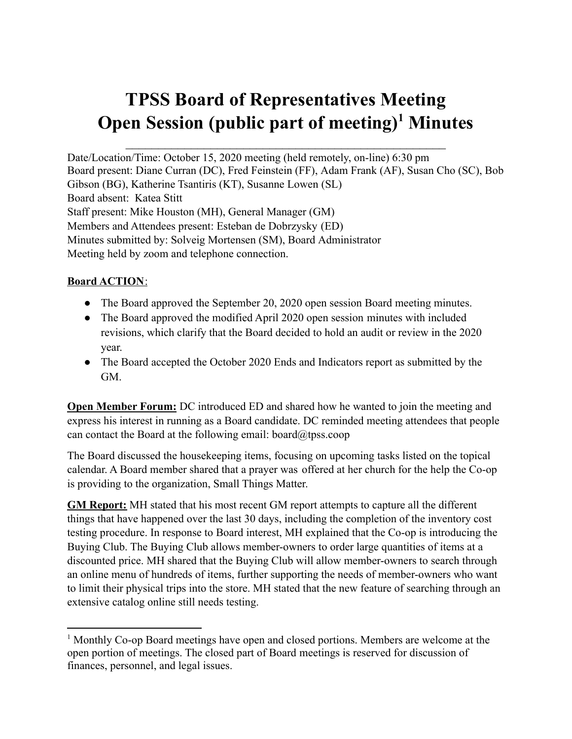# TPSS Board of Representatives Meeting Open Session (public part of meeting)[1] Minutes

Date/Location/Time: October 15, 2020 meeting (held remotely, on-line) 6:30 pm
Board present: Diane Curran (DC), Fred Feinstein (FF), Adam Frank (AF), Susan Cho (SC), Bob Gibson (BG), Katherine Tsantiris (KT), Susanne Lowen (SL)
Board absent: Katea Stitt
Staff present: Mike Houston (MH), General Manager (GM)
Members and Attendees present: Esteban de Dobrzysky (ED)
Minutes submitted by: Solveig Mortensen (SM), Board Administrator
Meeting held by zoom and telephone connection.

**Board ACTION**:

- The Board approved the September 20, 2020 open session Board meeting minutes.
- The Board approved the modified April 2020 open session minutes with included revisions, which clarify that the Board decided to hold an audit or review in the 2020 year.
- The Board accepted the October 2020 Ends and Indicators report as submitted by the GM.

**Open Member Forum:** DC introduced ED and shared how he wanted to join the meeting and express his interest in running as a Board candidate. DC reminded meeting attendees that people can contact the Board at the following email: board@tpss.coop

The Board discussed the housekeeping items, focusing on upcoming tasks listed on the topical calendar. A Board member shared that a prayer was offered at her church for the help the Co-op is providing to the organization, Small Things Matter.

**GM Report:** MH stated that his most recent GM report attempts to capture all the different things that have happened over the last 30 days, including the completion of the inventory cost testing procedure. In response to Board interest, MH explained that the Co-op is introducing the Buying Club. The Buying Club allows member-owners to order large quantities of items at a discounted price. MH shared that the Buying Club will allow member-owners to search through an online menu of hundreds of items, further supporting the needs of member-owners who want to limit their physical trips into the store. MH stated that the new feature of searching through an extensive catalog online still needs testing.

[1] Monthly Co-op Board meetings have open and closed portions. Members are welcome at the open portion of meetings. The closed part of Board meetings is reserved for discussion of finances, personnel, and legal issues.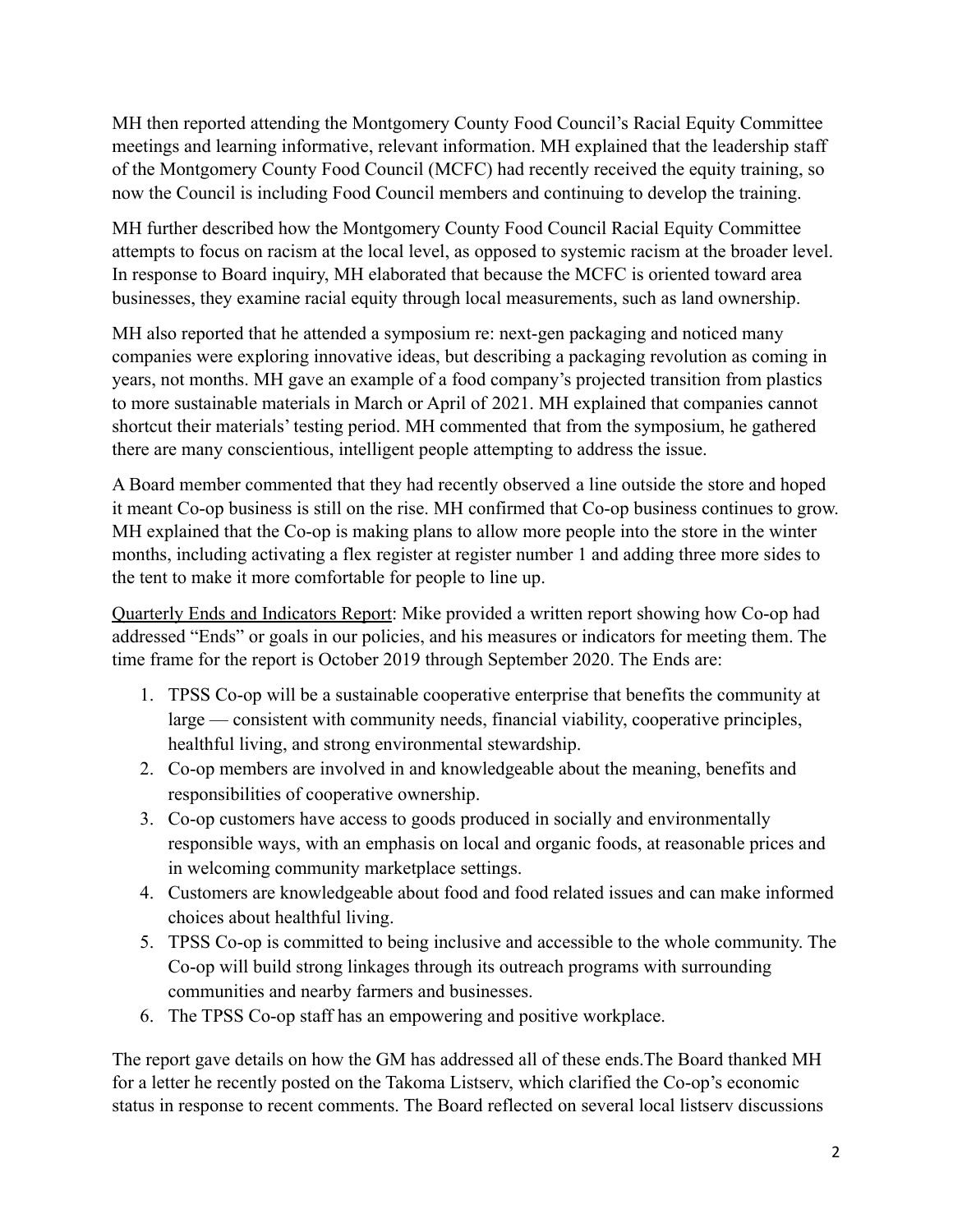MH then reported attending the Montgomery County Food Council's Racial Equity Committee meetings and learning informative, relevant information. MH explained that the leadership staff of the Montgomery County Food Council (MCFC) had recently received the equity training, so now the Council is including Food Council members and continuing to develop the training.

MH further described how the Montgomery County Food Council Racial Equity Committee attempts to focus on racism at the local level, as opposed to systemic racism at the broader level. In response to Board inquiry, MH elaborated that because the MCFC is oriented toward area businesses, they examine racial equity through local measurements, such as land ownership.

MH also reported that he attended a symposium re: next-gen packaging and noticed many companies were exploring innovative ideas, but describing a packaging revolution as coming in years, not months. MH gave an example of a food company's projected transition from plastics to more sustainable materials in March or April of 2021. MH explained that companies cannot shortcut their materials' testing period. MH commented that from the symposium, he gathered there are many conscientious, intelligent people attempting to address the issue.

A Board member commented that they had recently observed a line outside the store and hoped it meant Co-op business is still on the rise. MH confirmed that Co-op business continues to grow. MH explained that the Co-op is making plans to allow more people into the store in the winter months, including activating a flex register at register number 1 and adding three more sides to the tent to make it more comfortable for people to line up.

<u>Quarterly Ends and Indicators Report</u>: Mike provided a written report showing how Co-op had addressed "Ends" or goals in our policies, and his measures or indicators for meeting them. The time frame for the report is October 2019 through September 2020. The Ends are:

1. TPSS Co-op will be a sustainable cooperative enterprise that benefits the community at large — consistent with community needs, financial viability, cooperative principles, healthful living, and strong environmental stewardship.
2. Co-op members are involved in and knowledgeable about the meaning, benefits and responsibilities of cooperative ownership.
3. Co-op customers have access to goods produced in socially and environmentally responsible ways, with an emphasis on local and organic foods, at reasonable prices and in welcoming community marketplace settings.
4. Customers are knowledgeable about food and food related issues and can make informed choices about healthful living.
5. TPSS Co-op is committed to being inclusive and accessible to the whole community. The Co-op will build strong linkages through its outreach programs with surrounding communities and nearby farmers and businesses.
6. The TPSS Co-op staff has an empowering and positive workplace.

The report gave details on how the GM has addressed all of these ends.The Board thanked MH for a letter he recently posted on the Takoma Listserv, which clarified the Co-op's economic status in response to recent comments. The Board reflected on several local listserv discussions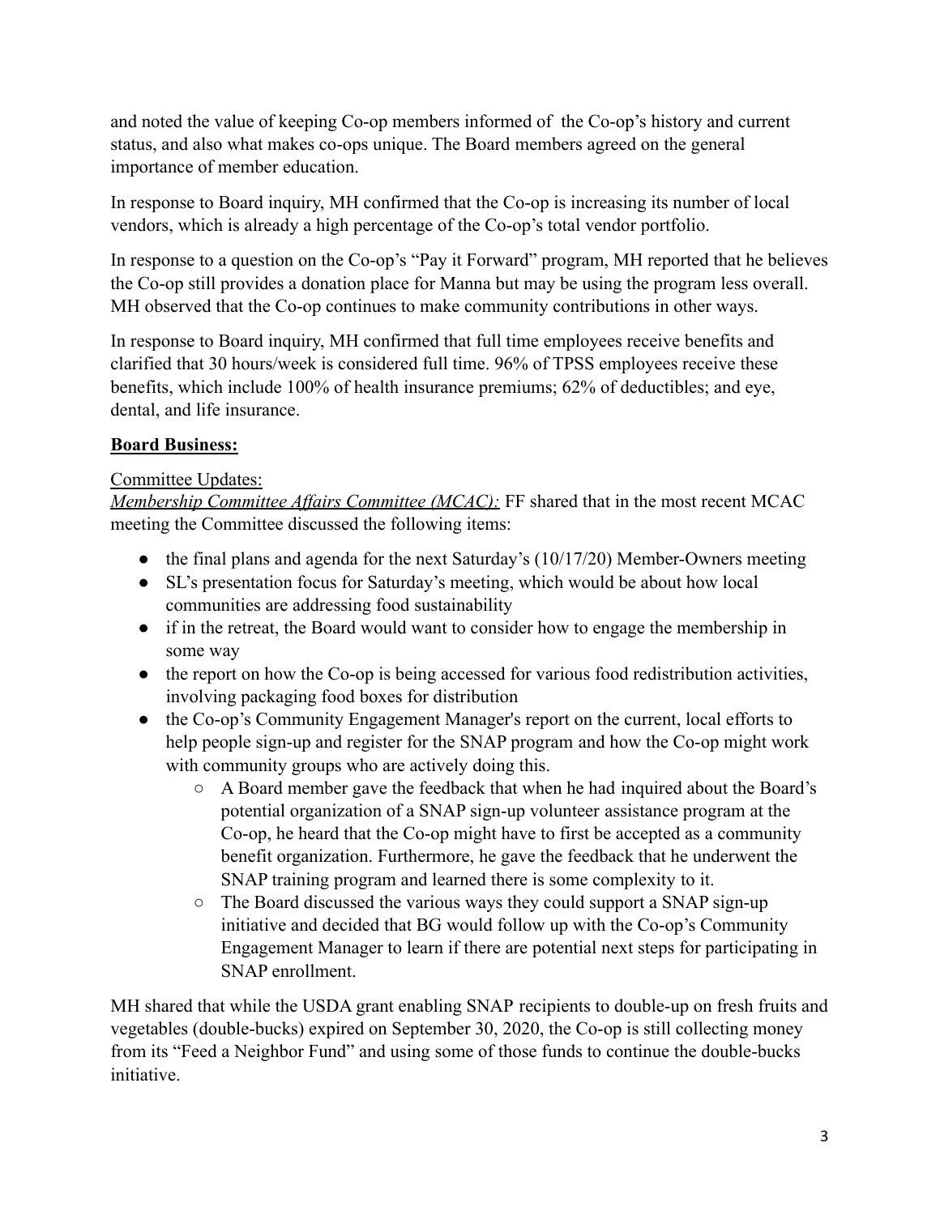and noted the value of keeping Co-op members informed of  the Co-op's history and current status, and also what makes co-ops unique. The Board members agreed on the general importance of member education.

In response to Board inquiry, MH confirmed that the Co-op is increasing its number of local vendors, which is already a high percentage of the Co-op's total vendor portfolio.

In response to a question on the Co-op's "Pay it Forward" program, MH reported that he believes the Co-op still provides a donation place for Manna but may be using the program less overall. MH observed that the Co-op continues to make community contributions in other ways.

In response to Board inquiry, MH confirmed that full time employees receive benefits and clarified that 30 hours/week is considered full time. 96% of TPSS employees receive these benefits, which include 100% of health insurance premiums; 62% of deductibles; and eye, dental, and life insurance.

**<u>Board Business:</u>**

<u>Committee Updates:</u>

*<u>Membership Committee Affairs Committee (MCAC):</u>* FF shared that in the most recent MCAC meeting the Committee discussed the following items:

- the final plans and agenda for the next Saturday's (10/17/20) Member-Owners meeting
- SL's presentation focus for Saturday's meeting, which would be about how local communities are addressing food sustainability
- if in the retreat, the Board would want to consider how to engage the membership in some way
- the report on how the Co-op is being accessed for various food redistribution activities, involving packaging food boxes for distribution
- the Co-op's Community Engagement Manager's report on the current, local efforts to help people sign-up and register for the SNAP program and how the Co-op might work with community groups who are actively doing this.
  - A Board member gave the feedback that when he had inquired about the Board's potential organization of a SNAP sign-up volunteer assistance program at the Co-op, he heard that the Co-op might have to first be accepted as a community benefit organization. Furthermore, he gave the feedback that he underwent the SNAP training program and learned there is some complexity to it.
  - The Board discussed the various ways they could support a SNAP sign-up initiative and decided that BG would follow up with the Co-op's Community Engagement Manager to learn if there are potential next steps for participating in SNAP enrollment.

MH shared that while the USDA grant enabling SNAP recipients to double-up on fresh fruits and vegetables (double-bucks) expired on September 30, 2020, the Co-op is still collecting money from its "Feed a Neighbor Fund" and using some of those funds to continue the double-bucks initiative.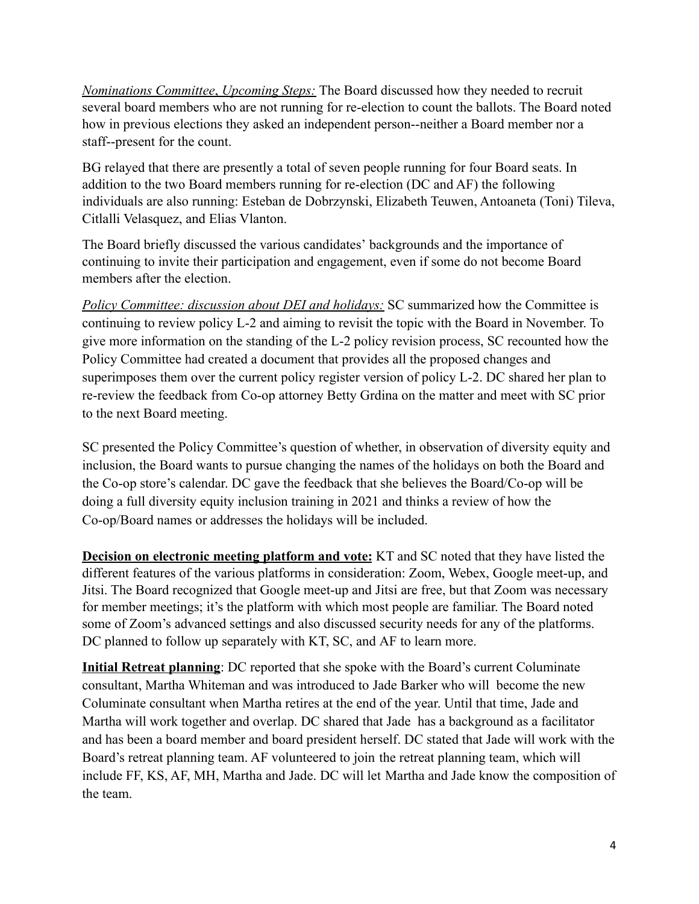*Nominations Committee, Upcoming Steps:* The Board discussed how they needed to recruit several board members who are not running for re-election to count the ballots. The Board noted how in previous elections they asked an independent person--neither a Board member nor a staff--present for the count.

BG relayed that there are presently a total of seven people running for four Board seats. In addition to the two Board members running for re-election (DC and AF) the following individuals are also running: Esteban de Dobrzynski, Elizabeth Teuwen, Antoaneta (Toni) Tileva, Citlalli Velasquez, and Elias Vlanton.

The Board briefly discussed the various candidates' backgrounds and the importance of continuing to invite their participation and engagement, even if some do not become Board members after the election.

*Policy Committee: discussion about DEI and holidays:* SC summarized how the Committee is continuing to review policy L-2 and aiming to revisit the topic with the Board in November. To give more information on the standing of the L-2 policy revision process, SC recounted how the Policy Committee had created a document that provides all the proposed changes and superimposes them over the current policy register version of policy L-2. DC shared her plan to re-review the feedback from Co-op attorney Betty Grdina on the matter and meet with SC prior to the next Board meeting.

SC presented the Policy Committee's question of whether, in observation of diversity equity and inclusion, the Board wants to pursue changing the names of the holidays on both the Board and the Co-op store's calendar. DC gave the feedback that she believes the Board/Co-op will be doing a full diversity equity inclusion training in 2021 and thinks a review of how the Co-op/Board names or addresses the holidays will be included.

**Decision on electronic meeting platform and vote:** KT and SC noted that they have listed the different features of the various platforms in consideration: Zoom, Webex, Google meet-up, and Jitsi. The Board recognized that Google meet-up and Jitsi are free, but that Zoom was necessary for member meetings; it's the platform with which most people are familiar. The Board noted some of Zoom's advanced settings and also discussed security needs for any of the platforms. DC planned to follow up separately with KT, SC, and AF to learn more.

**Initial Retreat planning**: DC reported that she spoke with the Board's current Columinate consultant, Martha Whiteman and was introduced to Jade Barker who will become the new Columinate consultant when Martha retires at the end of the year. Until that time, Jade and Martha will work together and overlap. DC shared that Jade has a background as a facilitator and has been a board member and board president herself. DC stated that Jade will work with the Board's retreat planning team. AF volunteered to join the retreat planning team, which will include FF, KS, AF, MH, Martha and Jade. DC will let Martha and Jade know the composition of the team.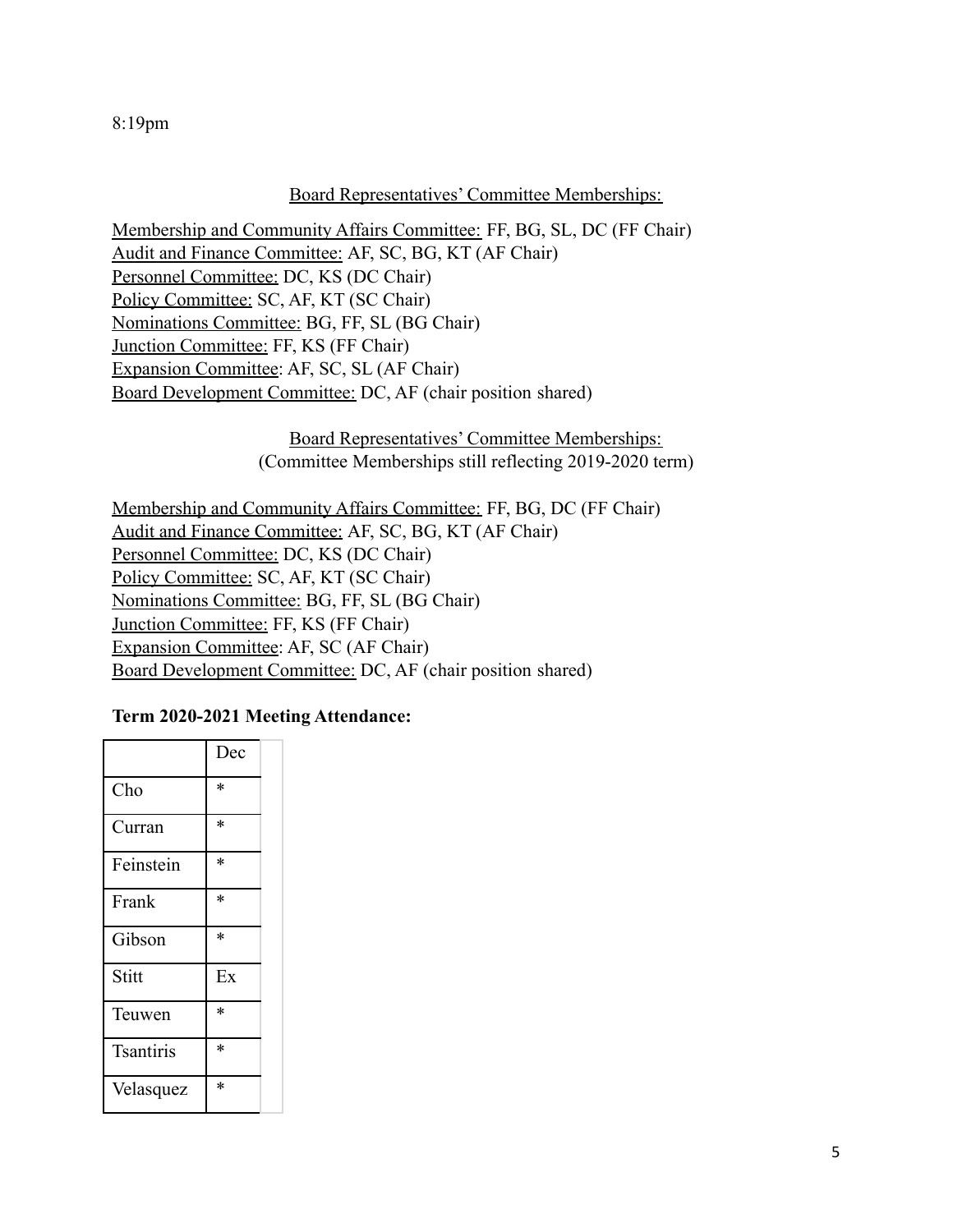8:19pm

Board Representatives' Committee Memberships:

Membership and Community Affairs Committee: FF, BG, SL, DC (FF Chair)
Audit and Finance Committee: AF, SC, BG, KT (AF Chair)
Personnel Committee: DC, KS (DC Chair)
Policy Committee: SC, AF, KT (SC Chair)
Nominations Committee: BG, FF, SL (BG Chair)
Junction Committee: FF, KS (FF Chair)
Expansion Committee: AF, SC, SL (AF Chair)
Board Development Committee: DC, AF (chair position shared)

Board Representatives' Committee Memberships:
(Committee Memberships still reflecting 2019-2020 term)

Membership and Community Affairs Committee: FF, BG, DC (FF Chair)
Audit and Finance Committee: AF, SC, BG, KT (AF Chair)
Personnel Committee: DC, KS (DC Chair)
Policy Committee: SC, AF, KT (SC Chair)
Nominations Committee: BG, FF, SL (BG Chair)
Junction Committee: FF, KS (FF Chair)
Expansion Committee: AF, SC (AF Chair)
Board Development Committee: DC, AF (chair position shared)

**Term 2020-2021 Meeting Attendance:**

| | Dec |
|---|---|
| Cho | * |
| Curran | * |
| Feinstein | * |
| Frank | * |
| Gibson | * |
| Stitt | Ex |
| Teuwen | * |
| Tsantiris | * |
| Velasquez | * |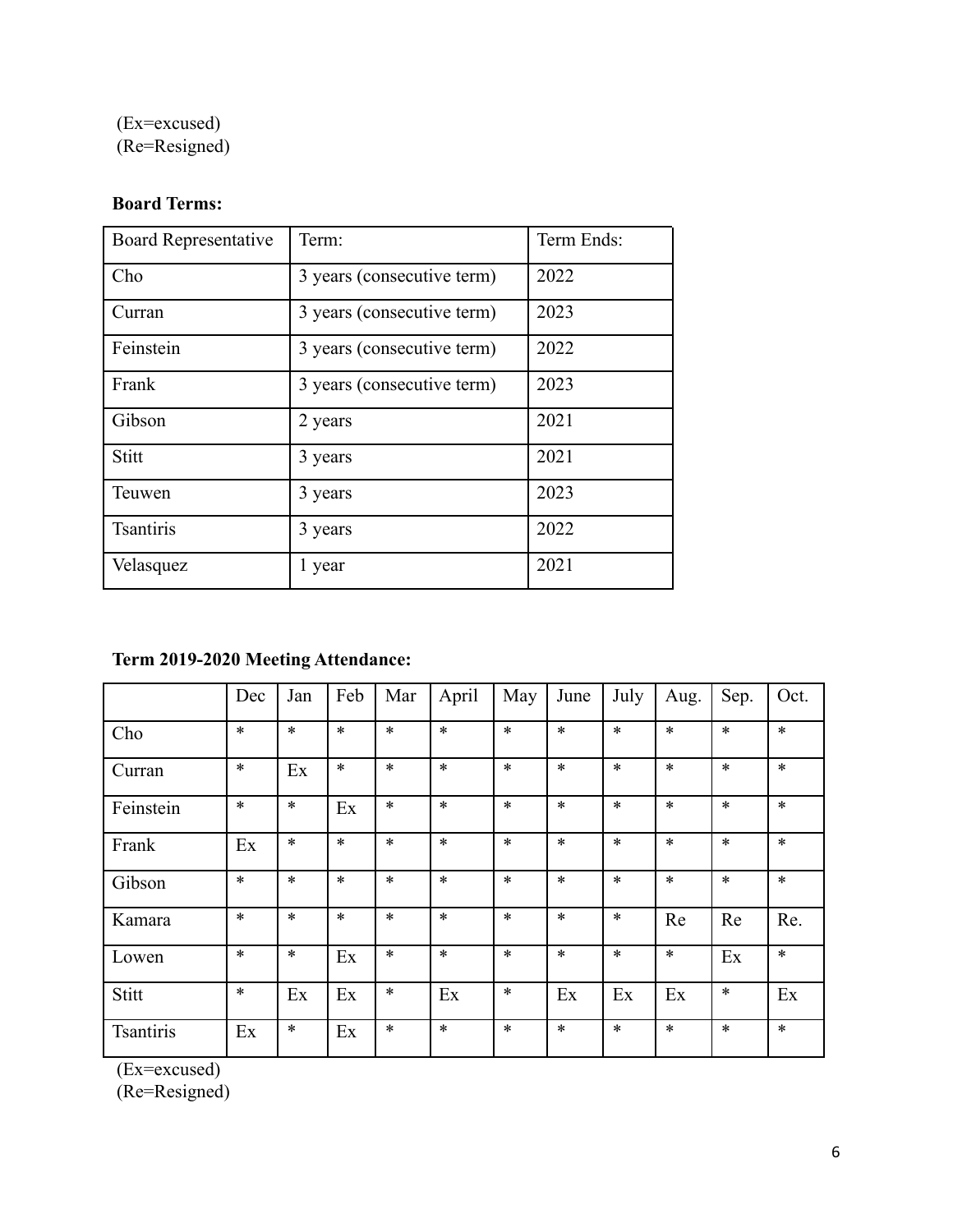(Ex=excused)
(Re=Resigned)

**Board Terms:**

| Board Representative | Term: | Term Ends: |
|---|---|---|
| Cho | 3 years (consecutive term) | 2022 |
| Curran | 3 years (consecutive term) | 2023 |
| Feinstein | 3 years (consecutive term) | 2022 |
| Frank | 3 years (consecutive term) | 2023 |
| Gibson | 2 years | 2021 |
| Stitt | 3 years | 2021 |
| Teuwen | 3 years | 2023 |
| Tsantiris | 3 years | 2022 |
| Velasquez | 1 year | 2021 |

**Term 2019-2020 Meeting Attendance:**

| | Dec | Jan | Feb | Mar | April | May | June | July | Aug. | Sep. | Oct. |
|---|---|---|---|---|---|---|---|---|---|---|---|
| Cho | * | * | * | * | * | * | * | * | * | * | * |
| Curran | * | Ex | * | * | * | * | * | * | * | * | * |
| Feinstein | * | * | Ex | * | * | * | * | * | * | * | * |
| Frank | Ex | * | * | * | * | * | * | * | * | * | * |
| Gibson | * | * | * | * | * | * | * | * | * | * | * |
| Kamara | * | * | * | * | * | * | * | * | Re | Re | Re. |
| Lowen | * | * | Ex | * | * | * | * | * | * | Ex | * |
| Stitt | * | Ex | Ex | * | Ex | * | Ex | Ex | Ex | * | Ex |
| Tsantiris | Ex | * | Ex | * | * | * | * | * | * | * | * |

(Ex=excused)
(Re=Resigned)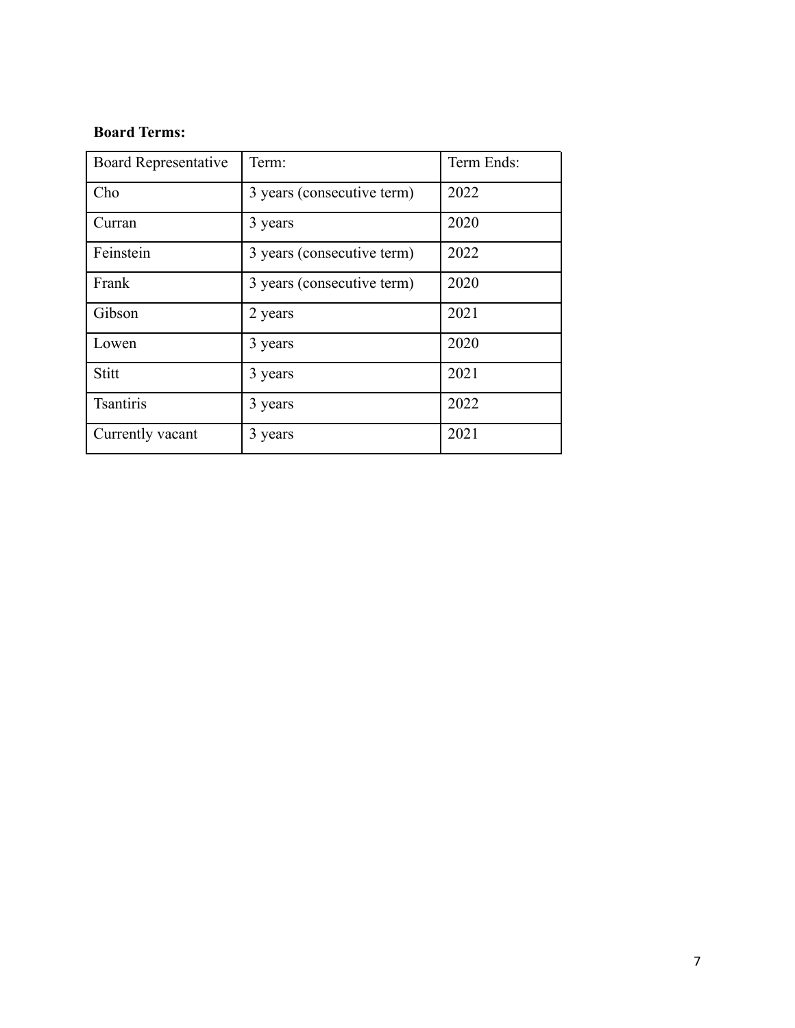**Board Terms:**

| Board Representative | Term: | Term Ends: |
|---|---|---|
| Cho | 3 years (consecutive term) | 2022 |
| Curran | 3 years | 2020 |
| Feinstein | 3 years (consecutive term) | 2022 |
| Frank | 3 years (consecutive term) | 2020 |
| Gibson | 2 years | 2021 |
| Lowen | 3 years | 2020 |
| Stitt | 3 years | 2021 |
| Tsantiris | 3 years | 2022 |
| Currently vacant | 3 years | 2021 |